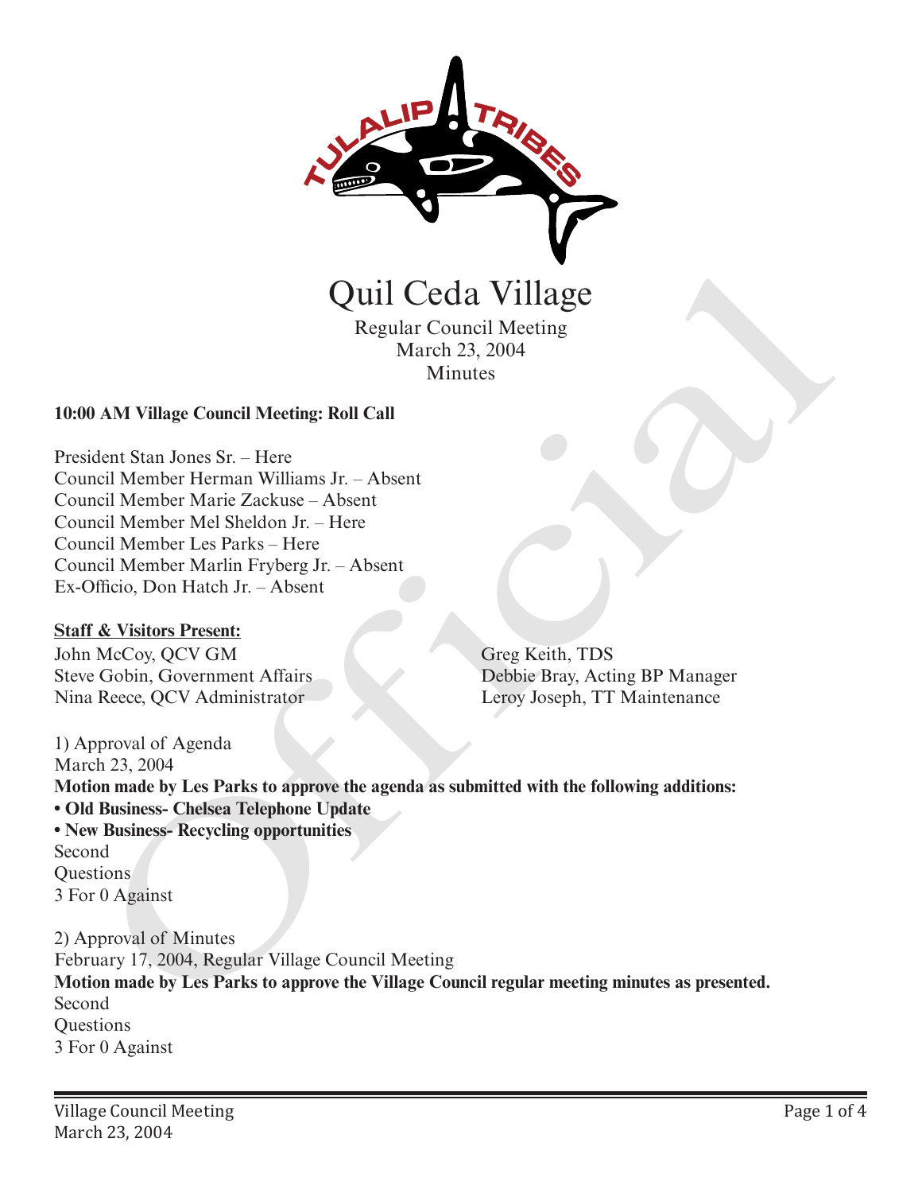# Quil Ceda Village

Regular Council Meeting
March 23, 2004
Minutes

**10:00 AM Village Council Meeting: Roll Call**

President Stan Jones Sr. – Here
Council Member Herman Williams Jr. – Absent
Council Member Marie Zackuse – Absent
Council Member Mel Sheldon Jr. – Here
Council Member Les Parks – Here
Council Member Marlin Fryberg Jr. – Absent
Ex-Officio, Don Hatch Jr. – Absent

**Staff & Visitors Present:**

John McCoy, QCV GM
Steve Gobin, Government Affairs
Nina Reece, QCV Administrator
Greg Keith, TDS
Debbie Bray, Acting BP Manager
Leroy Joseph, TT Maintenance

1) Approval of Agenda
March 23, 2004
**Motion made by Les Parks to approve the agenda as submitted with the following additions:**
**• Old Business- Chelsea Telephone Update**
**• New Business- Recycling opportunities**
Second
Questions
3 For 0 Against

2) Approval of Minutes
February 17, 2004, Regular Village Council Meeting
**Motion made by Les Parks to approve the Village Council regular meeting minutes as presented.**
Second
Questions
3 For 0 Against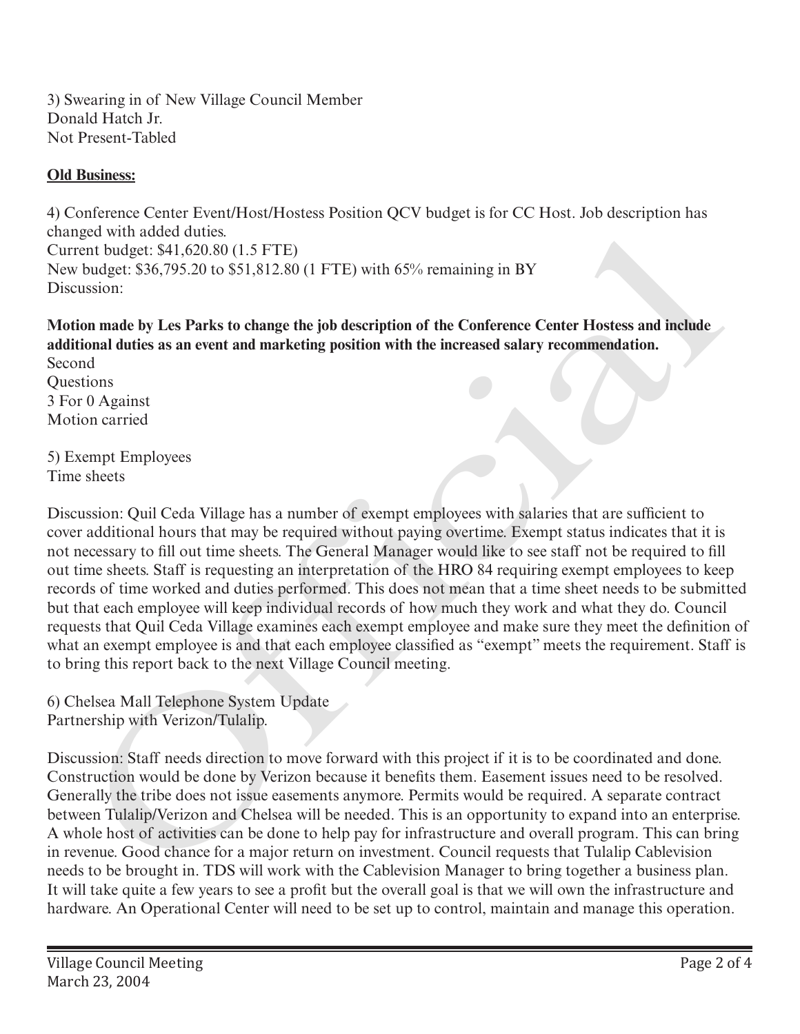3) Swearing in of New Village Council Member
Donald Hatch Jr.
Not Present-Tabled

**Old Business:**

4) Conference Center Event/Host/Hostess Position QCV budget is for CC Host. Job description has changed with added duties.
Current budget: $41,620.80 (1.5 FTE)
New budget: $36,795.20 to $51,812.80 (1 FTE) with 65% remaining in BY
Discussion:

**Motion made by Les Parks to change the job description of the Conference Center Hostess and include additional duties as an event and marketing position with the increased salary recommendation.**
Second
Questions
3 For 0 Against
Motion carried

5) Exempt Employees
Time sheets

Discussion: Quil Ceda Village has a number of exempt employees with salaries that are sufficient to cover additional hours that may be required without paying overtime. Exempt status indicates that it is not necessary to fill out time sheets. The General Manager would like to see staff not be required to fill out time sheets. Staff is requesting an interpretation of the HRO 84 requiring exempt employees to keep records of time worked and duties performed. This does not mean that a time sheet needs to be submitted but that each employee will keep individual records of how much they work and what they do. Council requests that Quil Ceda Village examines each exempt employee and make sure they meet the definition of what an exempt employee is and that each employee classified as "exempt" meets the requirement. Staff is to bring this report back to the next Village Council meeting.

6) Chelsea Mall Telephone System Update
Partnership with Verizon/Tulalip.

Discussion: Staff needs direction to move forward with this project if it is to be coordinated and done. Construction would be done by Verizon because it benefits them. Easement issues need to be resolved. Generally the tribe does not issue easements anymore. Permits would be required. A separate contract between Tulalip/Verizon and Chelsea will be needed. This is an opportunity to expand into an enterprise. A whole host of activities can be done to help pay for infrastructure and overall program. This can bring in revenue. Good chance for a major return on investment. Council requests that Tulalip Cablevision needs to be brought in. TDS will work with the Cablevision Manager to bring together a business plan. It will take quite a few years to see a profit but the overall goal is that we will own the infrastructure and hardware. An Operational Center will need to be set up to control, maintain and manage this operation.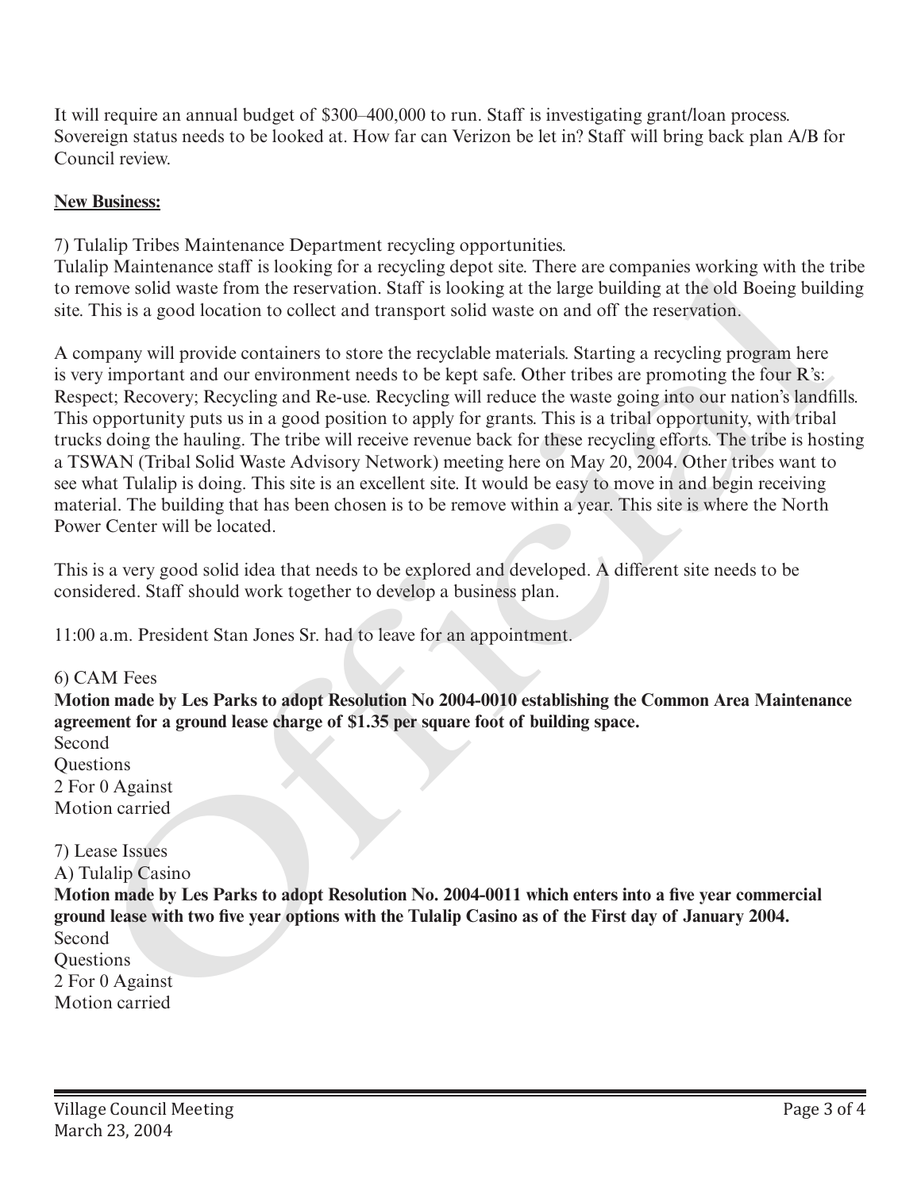It will require an annual budget of $300–400,000 to run. Staff is investigating grant/loan process. Sovereign status needs to be looked at. How far can Verizon be let in? Staff will bring back plan A/B for Council review.

**New Business:**

7) Tulalip Tribes Maintenance Department recycling opportunities.
Tulalip Maintenance staff is looking for a recycling depot site. There are companies working with the tribe to remove solid waste from the reservation. Staff is looking at the large building at the old Boeing building site. This is a good location to collect and transport solid waste on and off the reservation.

A company will provide containers to store the recyclable materials. Starting a recycling program here is very important and our environment needs to be kept safe. Other tribes are promoting the four R's: Respect; Recovery; Recycling and Re-use. Recycling will reduce the waste going into our nation's landfills. This opportunity puts us in a good position to apply for grants. This is a tribal opportunity, with tribal trucks doing the hauling. The tribe will receive revenue back for these recycling efforts. The tribe is hosting a TSWAN (Tribal Solid Waste Advisory Network) meeting here on May 20, 2004. Other tribes want to see what Tulalip is doing. This site is an excellent site. It would be easy to move in and begin receiving material. The building that has been chosen is to be remove within a year. This site is where the North Power Center will be located.

This is a very good solid idea that needs to be explored and developed. A different site needs to be considered. Staff should work together to develop a business plan.

11:00 a.m. President Stan Jones Sr. had to leave for an appointment.

6) CAM Fees
**Motion made by Les Parks to adopt Resolution No 2004-0010 establishing the Common Area Maintenance agreement for a ground lease charge of $1.35 per square foot of building space.**
Second
Questions
2 For 0 Against
Motion carried

7) Lease Issues
A) Tulalip Casino
**Motion made by Les Parks to adopt Resolution No. 2004-0011 which enters into a five year commercial ground lease with two five year options with the Tulalip Casino as of the First day of January 2004.**
Second
Questions
2 For 0 Against
Motion carried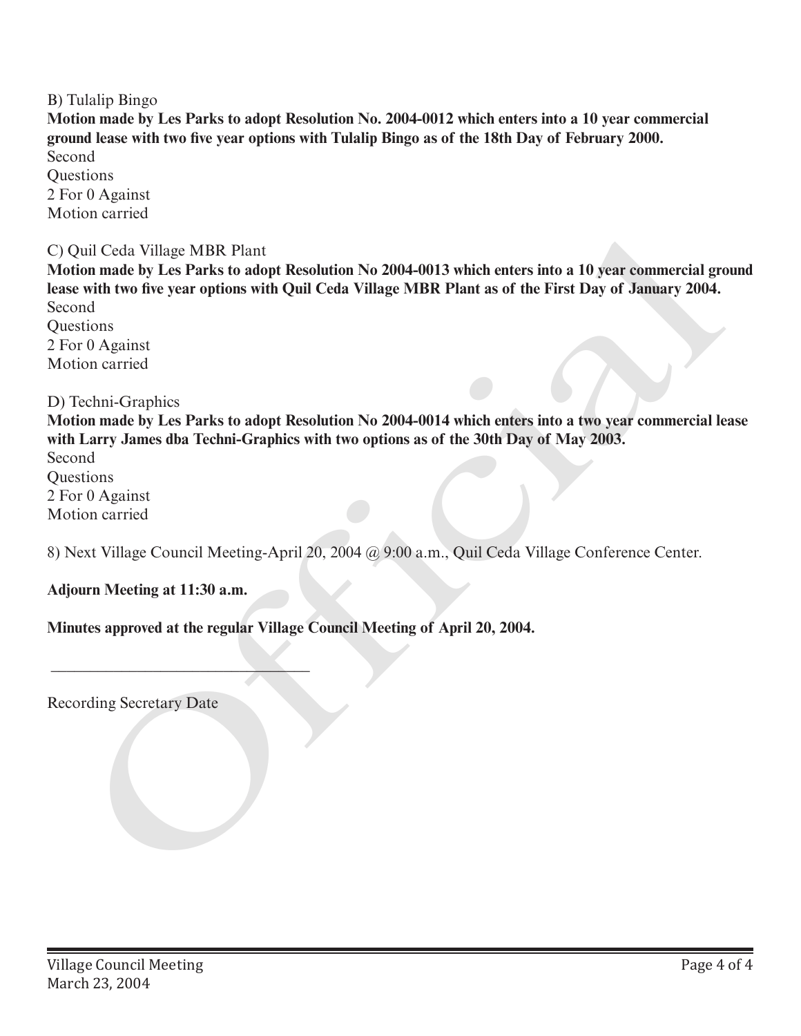B) Tulalip Bingo

**Motion made by Les Parks to adopt Resolution No. 2004-0012 which enters into a 10 year commercial ground lease with two five year options with Tulalip Bingo as of the 18th Day of February 2000.**

Second
Questions
2 For 0 Against
Motion carried

C) Quil Ceda Village MBR Plant

**Motion made by Les Parks to adopt Resolution No 2004-0013 which enters into a 10 year commercial ground lease with two five year options with Quil Ceda Village MBR Plant as of the First Day of January 2004.**

Second
Questions
2 For 0 Against
Motion carried

D) Techni-Graphics

**Motion made by Les Parks to adopt Resolution No 2004-0014 which enters into a two year commercial lease with Larry James dba Techni-Graphics with two options as of the 30th Day of May 2003.**

Second
Questions
2 For 0 Against
Motion carried

8) Next Village Council Meeting-April 20, 2004 @ 9:00 a.m., Quil Ceda Village Conference Center.

**Adjourn Meeting at 11:30 a.m.**

**Minutes approved at the regular Village Council Meeting of April 20, 2004.**

_______________________________

Recording Secretary Date